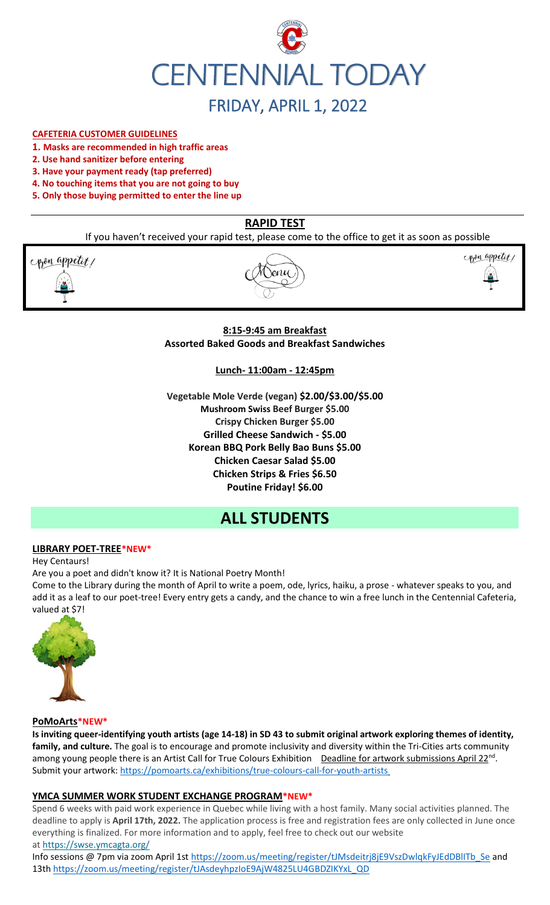# CENTENNIAL TODAY

## FRIDAY, APRIL 1, 2022

**CAFETERIA CUSTOMER GUIDELINES**

1. **Masks are recommended in high traffic areas**
2. **Use hand sanitizer before entering**
3. **Have your payment ready (tap preferred)**
4. **No touching items that you are not going to buy**
5. **Only those buying permitted to enter the line up**

## RAPID TEST

If you haven't received your rapid test, please come to the office to get it as soon as possible

Bon appetit! Menu Bon appetit!

**8:15-9:45 am Breakfast**
**Assorted Baked Goods and Breakfast Sandwiches**

**Lunch- 11:00am - 12:45pm**

**Vegetable Mole Verde (vegan) $2.00/$3.00/$5.00**
**Mushroom Swiss Beef Burger $5.00**
**Crispy Chicken Burger $5.00**
**Grilled Cheese Sandwich - $5.00**
**Korean BBQ Pork Belly Bao Buns $5.00**
**Chicken Caesar Salad $5.00**
**Chicken Strips & Fries $6.50**
**Poutine Friday! $6.00**

# ALL STUDENTS

### LIBRARY POET-TREE*NEW*

Hey Centaurs!

Are you a poet and didn't know it? It is National Poetry Month!

Come to the Library during the month of April to write a poem, ode, lyrics, haiku, a prose - whatever speaks to you, and add it as a leaf to our poet-tree! Every entry gets a candy, and the chance to win a free lunch in the Centennial Cafeteria, valued at $7!

### PoMoArts*NEW*

**Is inviting queer-identifying youth artists (age 14-18) in SD 43 to submit original artwork exploring themes of identity, family, and culture.** The goal is to encourage and promote inclusivity and diversity within the Tri-Cities arts community among young people there is an Artist Call for True Colours Exhibition  Deadline for artwork submissions April 22nd. Submit your artwork: https://pomoarts.ca/exhibitions/true-colours-call-for-youth-artists

### YMCA SUMMER WORK STUDENT EXCHANGE PROGRAM*NEW*

Spend 6 weeks with paid work experience in Quebec while living with a host family. Many social activities planned. The deadline to apply is **April 17th, 2022.** The application process is free and registration fees are only collected in June once everything is finalized. For more information and to apply, feel free to check out our website at https://swse.ymcagta.org/

Info sessions @ 7pm via zoom April 1st https://zoom.us/meeting/register/tJMsdeitrj8jE9VszDwlqkFyJEdDBlITb_Se and 13th https://zoom.us/meeting/register/tJAsdeyhpzIoE9AjW4825LU4GBDZIKYxL_QD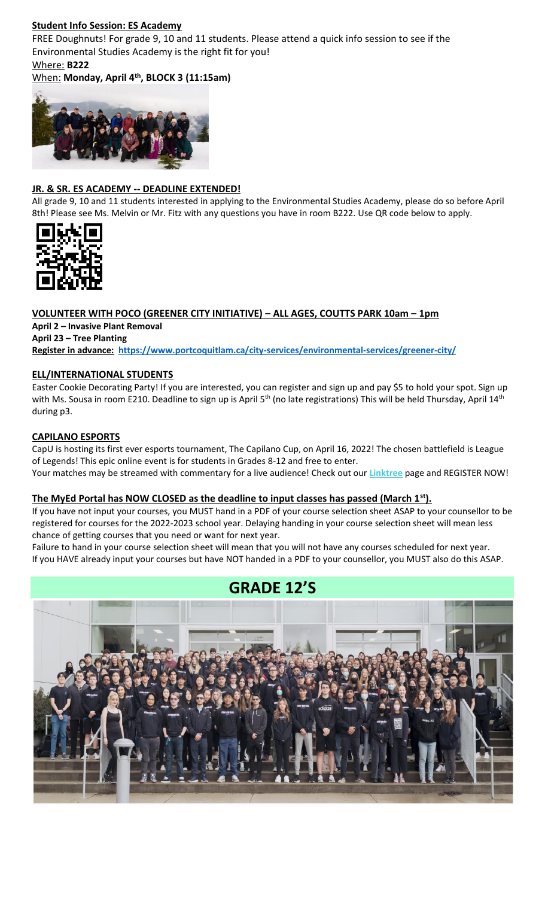**Student Info Session: ES Academy**

FREE Doughnuts! For grade 9, 10 and 11 students. Please attend a quick info session to see if the Environmental Studies Academy is the right fit for you!

Where: **B222**

When: **Monday, April 4th, BLOCK 3 (11:15am)**

**JR. & SR. ES ACADEMY -- DEADLINE EXTENDED!**

All grade 9, 10 and 11 students interested in applying to the Environmental Studies Academy, please do so before April 8th! Please see Ms. Melvin or Mr. Fitz with any questions you have in room B222. Use QR code below to apply.

**VOLUNTEER WITH POCO (GREENER CITY INITIATIVE) – ALL AGES, COUTTS PARK 10am – 1pm**

**April 2 – Invasive Plant Removal**

**April 23 – Tree Planting**

**Register in advance: https://www.portcoquitlam.ca/city-services/environmental-services/greener-city/**

**ELL/INTERNATIONAL STUDENTS**

Easter Cookie Decorating Party! If you are interested, you can register and sign up and pay $5 to hold your spot. Sign up with Ms. Sousa in room E210. Deadline to sign up is April 5th (no late registrations) This will be held Thursday, April 14th during p3.

**CAPILANO ESPORTS**

CapU is hosting its first ever esports tournament, The Capilano Cup, on April 16, 2022! The chosen battlefield is League of Legends! This epic online event is for students in Grades 8-12 and free to enter.

Your matches may be streamed with commentary for a live audience! Check out our **Linktree** page and REGISTER NOW!

**The MyEd Portal has NOW CLOSED as the deadline to input classes has passed (March 1st).**

If you have not input your courses, you MUST hand in a PDF of your course selection sheet ASAP to your counsellor to be registered for courses for the 2022-2023 school year. Delaying handing in your course selection sheet will mean less chance of getting courses that you need or want for next year.

Failure to hand in your course selection sheet will mean that you will not have any courses scheduled for next year.

If you HAVE already input your courses but have NOT handed in a PDF to your counsellor, you MUST also do this ASAP.

# GRADE 12'S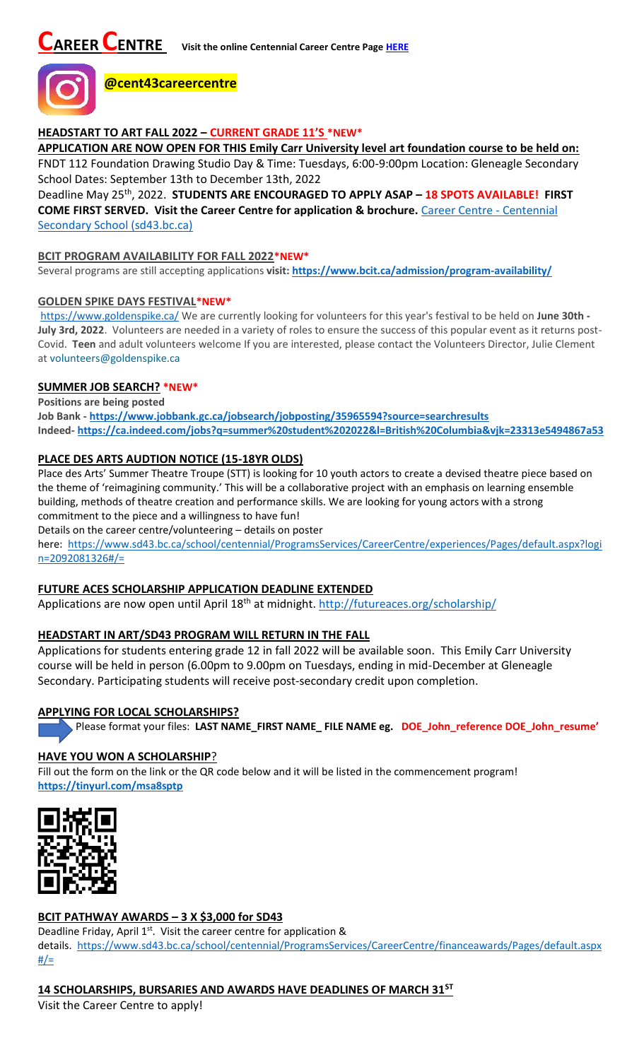# CAREER CENTRE Visit the online Centennial Career Centre Page HERE

**@cent43careercentre**

### HEADSTART TO ART FALL 2022 – CURRENT GRADE 11'S *NEW*

**APPLICATION ARE NOW OPEN FOR THIS Emily Carr University level art foundation course to be held on:** FNDT 112 Foundation Drawing Studio Day & Time: Tuesdays, 6:00-9:00pm Location: Gleneagle Secondary School Dates: September 13th to December 13th, 2022

Deadline May 25th, 2022. **STUDENTS ARE ENCOURAGED TO APPLY ASAP – 18 SPOTS AVAILABLE! FIRST COME FIRST SERVED. Visit the Career Centre for application & brochure.** Career Centre - Centennial Secondary School (sd43.bc.ca)

### BCIT PROGRAM AVAILABILITY FOR FALL 2022*NEW*

Several programs are still accepting applications **visit: https://www.bcit.ca/admission/program-availability/**

### GOLDEN SPIKE DAYS FESTIVAL*NEW*

https://www.goldenspike.ca/ We are currently looking for volunteers for this year's festival to be held on **June 30th - July 3rd, 2022**. Volunteers are needed in a variety of roles to ensure the success of this popular event as it returns post-Covid. **Teen** and adult volunteers welcome If you are interested, please contact the Volunteers Director, Julie Clement at volunteers@goldenspike.ca

### SUMMER JOB SEARCH? *NEW*

**Positions are being posted**
**Job Bank - https://www.jobbank.gc.ca/jobsearch/jobposting/35965594?source=searchresults**
**Indeed- https://ca.indeed.com/jobs?q=summer%20student%202022&l=British%20Columbia&vjk=23313e5494867a53**

### PLACE DES ARTS AUDTION NOTICE (15-18YR OLDS)

Place des Arts' Summer Theatre Troupe (STT) is looking for 10 youth actors to create a devised theatre piece based on the theme of 'reimagining community.' This will be a collaborative project with an emphasis on learning ensemble building, methods of theatre creation and performance skills. We are looking for young actors with a strong commitment to the piece and a willingness to have fun!

Details on the career centre/volunteering – details on poster here: https://www.sd43.bc.ca/school/centennial/ProgramsServices/CareerCentre/experiences/Pages/default.aspx?login=2092081326#/=

### FUTURE ACES SCHOLARSHIP APPLICATION DEADLINE EXTENDED

Applications are now open until April 18th at midnight. http://futureaces.org/scholarship/

### HEADSTART IN ART/SD43 PROGRAM WILL RETURN IN THE FALL

Applications for students entering grade 12 in fall 2022 will be available soon. This Emily Carr University course will be held in person (6.00pm to 9.00pm on Tuesdays, ending in mid-December at Gleneagle Secondary. Participating students will receive post-secondary credit upon completion.

### APPLYING FOR LOCAL SCHOLARSHIPS?

Please format your files: **LAST NAME_FIRST NAME_ FILE NAME eg. DOE_John_reference DOE_John_resume'**

### HAVE YOU WON A SCHOLARSHIP?

Fill out the form on the link or the QR code below and it will be listed in the commencement program!
**https://tinyurl.com/msa8sptp**

### BCIT PATHWAY AWARDS – 3 X $3,000 for SD43

Deadline Friday, April 1st. Visit the career centre for application & details. https://www.sd43.bc.ca/school/centennial/ProgramsServices/CareerCentre/financeawards/Pages/default.aspx#/=

### 14 SCHOLARSHIPS, BURSARIES AND AWARDS HAVE DEADLINES OF MARCH 31ST

Visit the Career Centre to apply!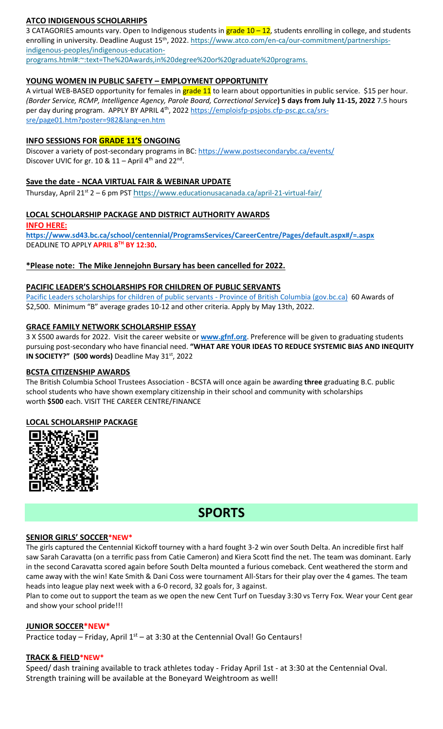## ATCO INDIGENOUS SCHOLARHIPS

3 CATAGORIES amounts vary. Open to Indigenous students in grade 10 – 12, students enrolling in college, and students enrolling in university. Deadline August 15th, 2022. https://www.atco.com/en-ca/our-commitment/partnerships-indigenous-peoples/indigenous-education-programs.html#:~:text=The%20Awards,in%20degree%20or%20graduate%20programs.

## YOUNG WOMEN IN PUBLIC SAFETY – EMPLOYMENT OPPORTUNITY

A virtual WEB-BASED opportunity for females in grade 11 to learn about opportunities in public service. $15 per hour. *(Border Service, RCMP, Intelligence Agency, Parole Board, Correctional Service*) **5 days from July 11-15, 2022** 7.5 hours per day during program. APPLY BY APRIL 4th, 2022 https://emploisfp-psjobs.cfp-psc.gc.ca/srs-sre/page01.htm?poster=982&lang=en.htm

## INFO SESSIONS FOR GRADE 11'S ONGOING

Discover a variety of post-secondary programs in BC: https://www.postsecondarybc.ca/events/
Discover UVIC for gr. 10 & 11 – April 4th and 22nd.

## Save the date - NCAA VIRTUAL FAIR & WEBINAR UPDATE

Thursday, April 21st 2 – 6 pm PST https://www.educationusacanada.ca/april-21-virtual-fair/

## LOCAL SCHOLARSHIP PACKAGE AND DISTRICT AUTHORITY AWARDS

**INFO HERE:**

**https://www.sd43.bc.ca/school/centennial/ProgramsServices/CareerCentre/Pages/default.aspx#/=.aspx**
DEADLINE TO APPLY **APRIL 8TH BY 12:30.**

**\*Please note: The Mike Jennejohn Bursary has been cancelled for 2022.**

## PACIFIC LEADER'S SCHOLARSHIPS FOR CHILDREN OF PUBLIC SERVANTS

Pacific Leaders scholarships for children of public servants - Province of British Columbia (gov.bc.ca) 60 Awards of $2,500. Minimum "B" average grades 10-12 and other criteria. Apply by May 13th, 2022.

## GRACE FAMILY NETWORK SCHOLARSHIP ESSAY

3 X $500 awards for 2022. Visit the career website or **www.gfnf.org**. Preference will be given to graduating students pursuing post-secondary who have financial need. **"WHAT ARE YOUR IDEAS TO REDUCE SYSTEMIC BIAS AND INEQUITY IN SOCIETY?" (500 words)** Deadline May 31st, 2022

## BCSTA CITIZENSHIP AWARDS

The British Columbia School Trustees Association - BCSTA will once again be awarding **three** graduating B.C. public school students who have shown exemplary citizenship in their school and community with scholarships worth **$500** each. VISIT THE CAREER CENTRE/FINANCE

## LOCAL SCHOLARSHIP PACKAGE

# SPORTS

## SENIOR GIRLS' SOCCER*NEW*

The girls captured the Centennial Kickoff tourney with a hard fought 3-2 win over South Delta. An incredible first half saw Sarah Caravatta (on a terrific pass from Catie Cameron) and Kiera Scott find the net. The team was dominant. Early in the second Caravatta scored again before South Delta mounted a furious comeback. Cent weathered the storm and came away with the win! Kate Smith & Dani Coss were tournament All-Stars for their play over the 4 games. The team heads into league play next week with a 6-0 record, 32 goals for, 3 against.

Plan to come out to support the team as we open the new Cent Turf on Tuesday 3:30 vs Terry Fox. Wear your Cent gear and show your school pride!!!

## JUNIOR SOCCER*NEW*

Practice today – Friday, April 1st – at 3:30 at the Centennial Oval! Go Centaurs!

## TRACK & FIELD*NEW*

Speed/ dash training available to track athletes today - Friday April 1st - at 3:30 at the Centennial Oval. Strength training will be available at the Boneyard Weightroom as well!